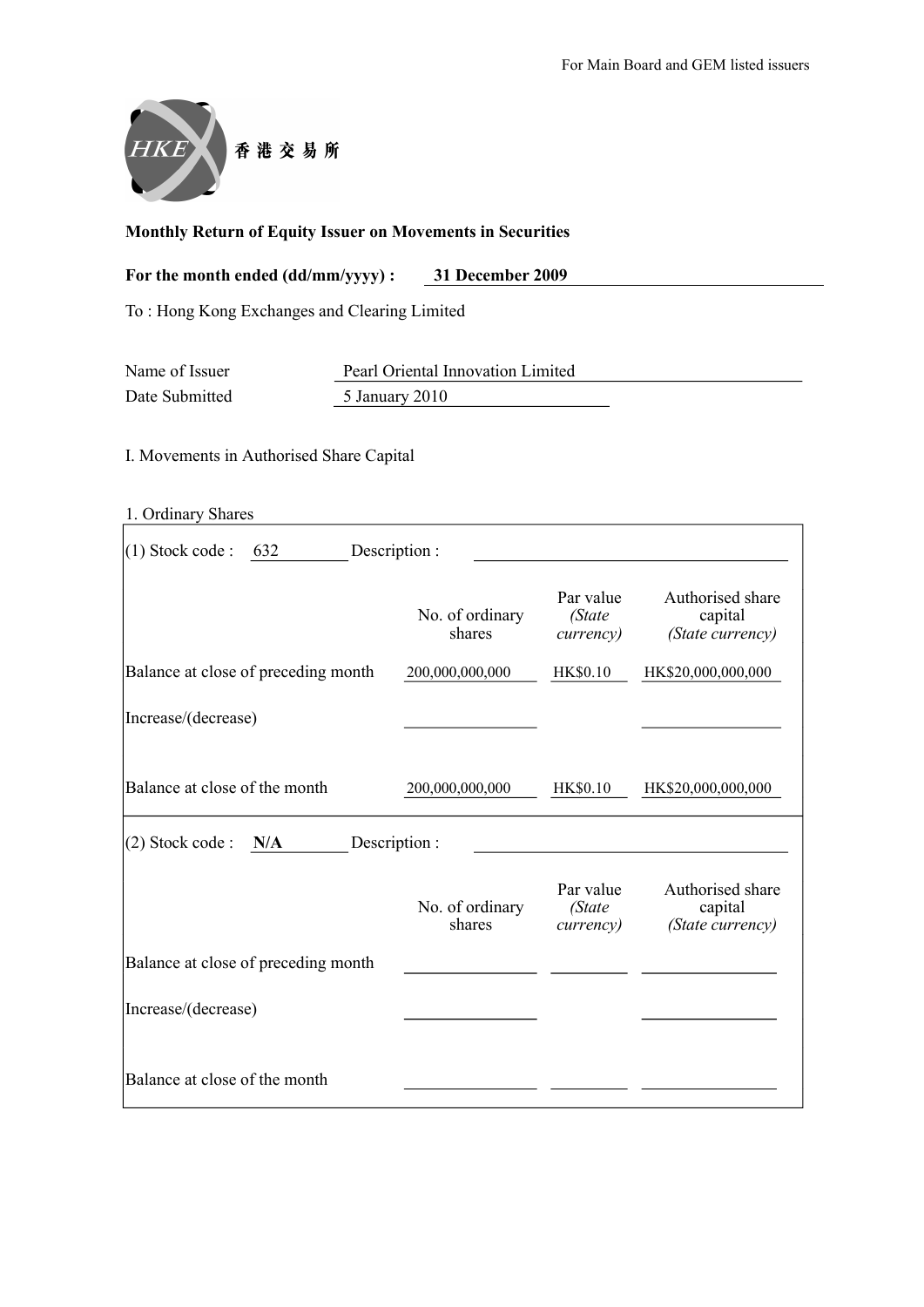For Main Board and GEM listed issuers

香 港 交 易 所

**Monthly Return of Equity Issuer on Movements in Securities**

**For the month ended (dd/mm/yyyy) : 31 December 2009**

To : Hong Kong Exchanges and Clearing Limited

Name of Issuer: Pearl Oriental Innovation Limited

Date Submitted: 5 January 2010

I. Movements in Authorised Share Capital

1. Ordinary Shares

(1) Stock code : 632 Description :

| | No. of ordinary shares | Par value *(State currency)* | Authorised share capital *(State currency)* |
|---|---|---|---|
| Balance at close of preceding month | 200,000,000,000 | HK$0.10 | HK$20,000,000,000 |
| Increase/(decrease) | | | |
| Balance at close of the month | 200,000,000,000 | HK$0.10 | HK$20,000,000,000 |

(2) Stock code : **N/A** Description :

| | No. of ordinary shares | Par value *(State currency)* | Authorised share capital *(State currency)* |
|---|---|---|---|
| Balance at close of preceding month | | | |
| Increase/(decrease) | | | |
| Balance at close of the month | | | |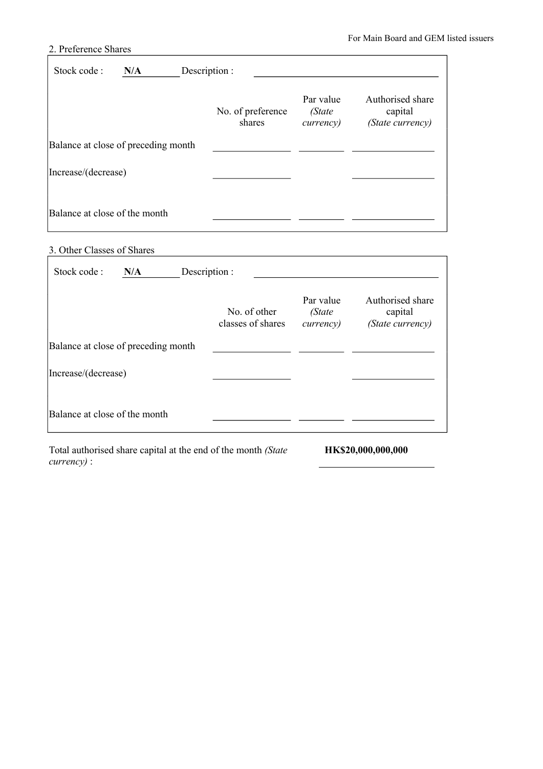## 2. Preference Shares

Stock code : **N/A** Description :

| | No. of preference shares | Par value *(State currency)* | Authorised share capital *(State currency)* |
|---|---|---|---|
| Balance at close of preceding month | | | |
| Increase/(decrease) | | | |
| Balance at close of the month | | | |

## 3. Other Classes of Shares

Stock code : **N/A** Description :

| | No. of other classes of shares | Par value *(State currency)* | Authorised share capital *(State currency)* |
|---|---|---|---|
| Balance at close of preceding month | | | |
| Increase/(decrease) | | | |
| Balance at close of the month | | | |

Total authorised share capital at the end of the month *(State currency)* : **HK$20,000,000,000**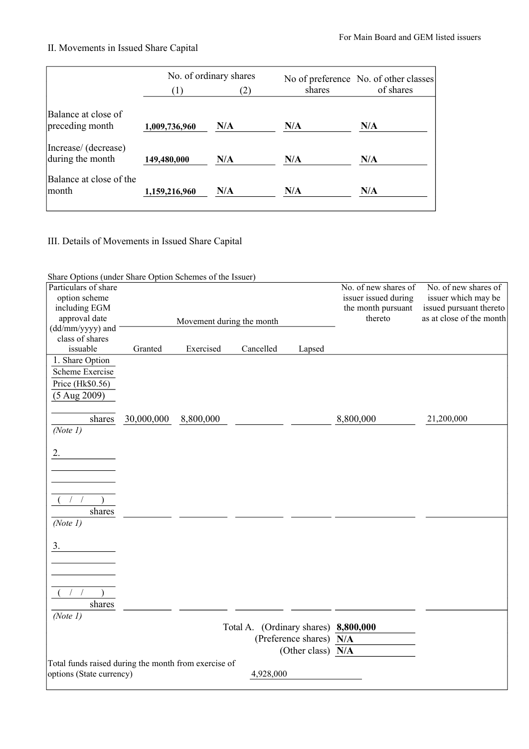## II. Movements in Issued Share Capital

| | No. of ordinary shares (1) | No. of ordinary shares (2) | No of preference shares | No. of other classes of shares |
|---|---|---|---|---|
| Balance at close of preceding month | **1,009,736,960** | **N/A** | **N/A** | **N/A** |
| Increase/ (decrease) during the month | **149,480,000** | **N/A** | **N/A** | **N/A** |
| Balance at close of the month | **1,159,216,960** | **N/A** | **N/A** | **N/A** |

## III. Details of Movements in Issued Share Capital

Share Options (under Share Option Schemes of the Issuer)

| Particulars of share option scheme including EGM approval date (dd/mm/yyyy) and class of shares issuable | Movement during the month | | | | No. of new shares of issuer issued during the month pursuant thereto | No. of new shares of issuer which may be issued pursuant thereto as at close of the month |
|---|---|---|---|---|---|---|
| | Granted | Exercised | Cancelled | Lapsed | | |
| 1. Share Option Scheme Exercise Price (Hk$0.56) (5 Aug 2009) shares *(Note 1)* | 30,000,000 | 8,800,000 | | | 8,800,000 | 21,200,000 |
| 2. ( / / ) shares *(Note 1)* | | | | | | |
| 3. ( / / ) shares *(Note 1)* | | | | | | |

Total A. (Ordinary shares) **8,800,000**

(Preference shares) **N/A**

(Other class) **N/A**

Total funds raised during the month from exercise of options (State currency) 4,928,000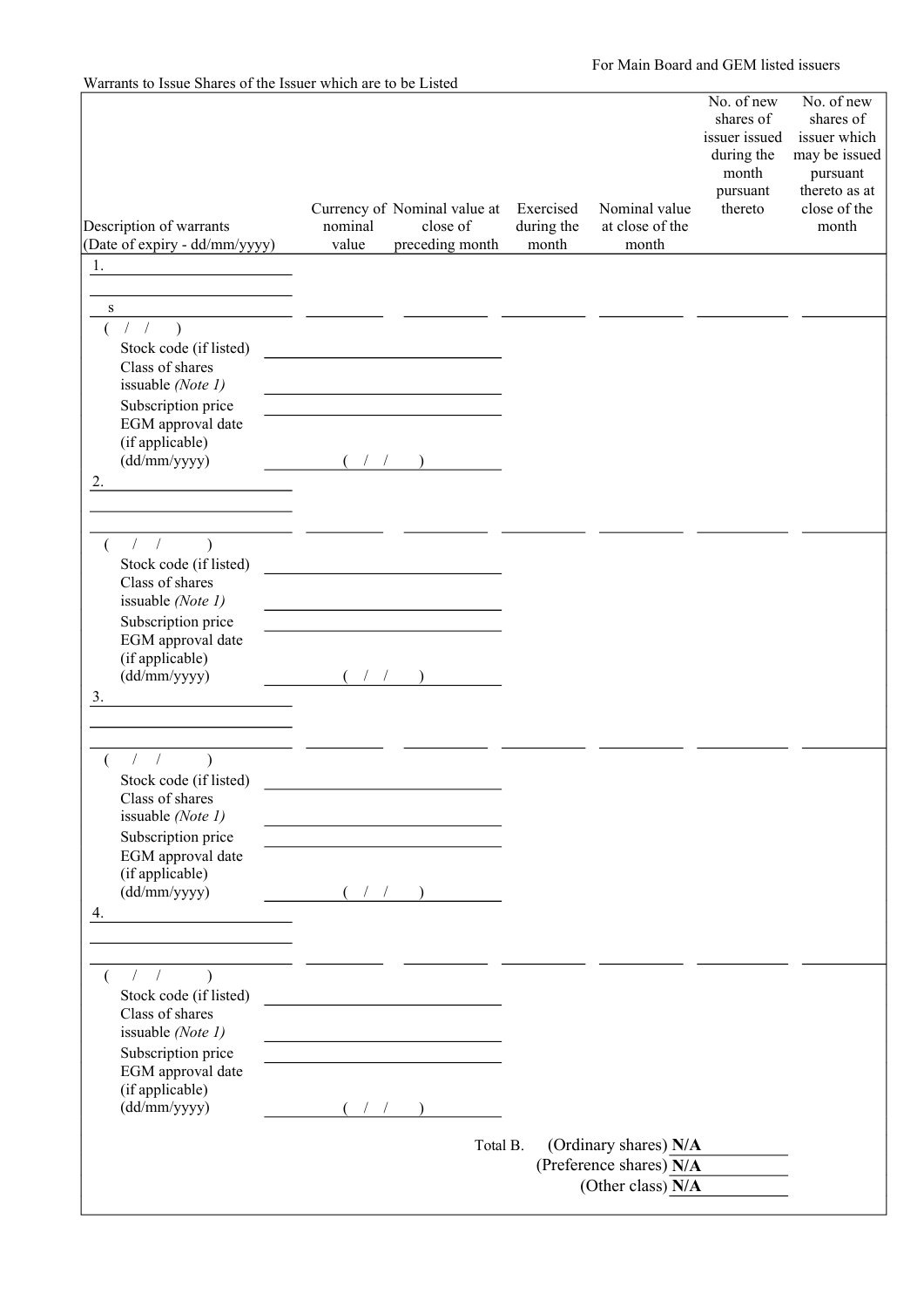For Main Board and GEM listed issuers

Warrants to Issue Shares of the Issuer which are to be Listed

| Description of warrants (Date of expiry - dd/mm/yyyy) | Currency of nominal value | Nominal value at close of preceding month | Exercised during the month | Nominal value at close of the month | No. of new shares of issuer issued during the month pursuant thereto | No. of new shares of issuer which may be issued pursuant thereto as at close of the month |
|---|---|---|---|---|---|---|
| 1. s ( / / ) | | | | | | |
| Stock code (if listed) | | | | | | |
| Class of shares issuable *(Note 1)* | | | | | | |
| Subscription price | | | | | | |
| EGM approval date (if applicable) (dd/mm/yyyy) ( / / ) | | | | | | |
| 2. ( / / ) | | | | | | |
| Stock code (if listed) | | | | | | |
| Class of shares issuable *(Note 1)* | | | | | | |
| Subscription price | | | | | | |
| EGM approval date (if applicable) (dd/mm/yyyy) ( / / ) | | | | | | |
| 3. ( / / ) | | | | | | |
| Stock code (if listed) | | | | | | |
| Class of shares issuable *(Note 1)* | | | | | | |
| Subscription price | | | | | | |
| EGM approval date (if applicable) (dd/mm/yyyy) ( / / ) | | | | | | |
| 4. ( / / ) | | | | | | |
| Stock code (if listed) | | | | | | |
| Class of shares issuable *(Note 1)* | | | | | | |
| Subscription price | | | | | | |
| EGM approval date (if applicable) (dd/mm/yyyy) ( / / ) | | | | | | |

Total B. (Ordinary shares) **N/A**

(Preference shares) **N/A**

(Other class) **N/A**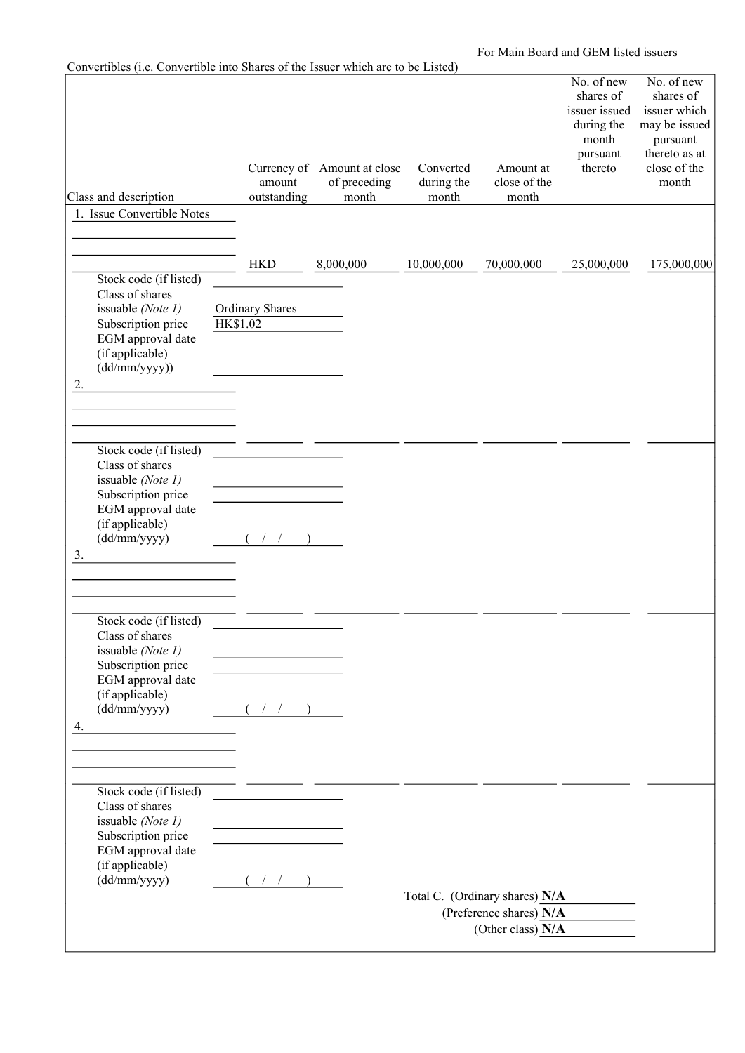For Main Board and GEM listed issuers

Convertibles (i.e. Convertible into Shares of the Issuer which are to be Listed)

| Class and description | Currency of amount outstanding | Amount at close of preceding month | Converted during the month | Amount at close of the month | No. of new shares of issuer issued during the month pursuant thereto | No. of new shares of issuer which may be issued pursuant thereto as at close of the month |
|---|---|---|---|---|---|---|
| 1. Issue Convertible Notes | HKD | 8,000,000 | 10,000,000 | 70,000,000 | 25,000,000 | 175,000,000 |
| Stock code (if listed) | | | | | | |
| Class of shares issuable *(Note 1)* | Ordinary Shares | | | | | |
| Subscription price | HK$1.02 | | | | | |
| EGM approval date (if applicable) (dd/mm/yyyy)) | | | | | | |
| 2. | | | | | | |
| Stock code (if listed) | | | | | | |
| Class of shares issuable *(Note 1)* | | | | | | |
| Subscription price | | | | | | |
| EGM approval date (if applicable) (dd/mm/yyyy) | ( / / ) | | | | | |
| 3. | | | | | | |
| Stock code (if listed) | | | | | | |
| Class of shares issuable *(Note 1)* | | | | | | |
| Subscription price | | | | | | |
| EGM approval date (if applicable) (dd/mm/yyyy) | ( / / ) | | | | | |
| 4. | | | | | | |
| Stock code (if listed) | | | | | | |
| Class of shares issuable *(Note 1)* | | | | | | |
| Subscription price | | | | | | |
| EGM approval date (if applicable) (dd/mm/yyyy) | ( / / ) | | | | | |

Total C. (Ordinary shares) **N/A**

(Preference shares) **N/A**

(Other class) **N/A**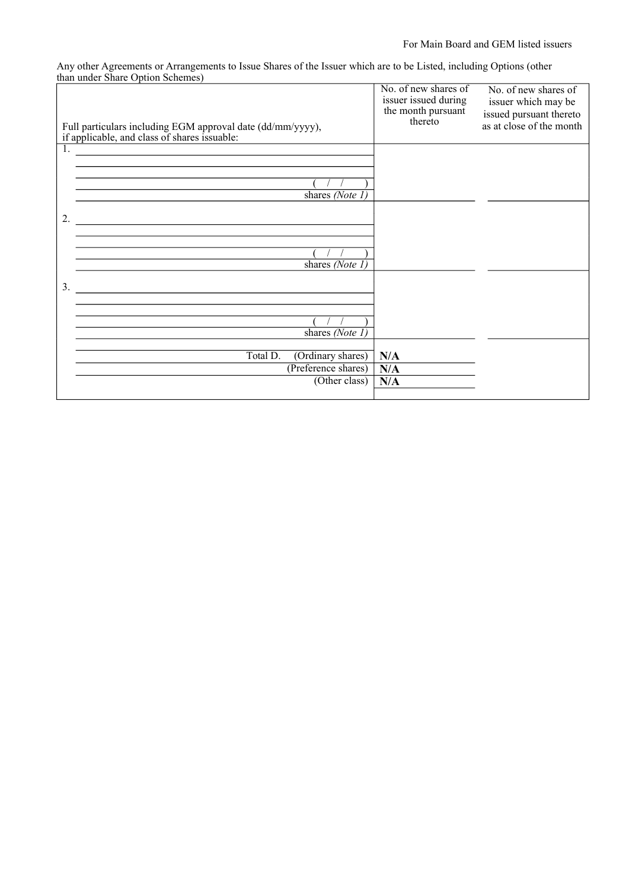Any other Agreements or Arrangements to Issue Shares of the Issuer which are to be Listed, including Options (other than under Share Option Schemes)

| Full particulars including EGM approval date (dd/mm/yyyy), if applicable, and class of shares issuable: | No. of new shares of issuer issued during the month pursuant thereto | No. of new shares of issuer which may be issued pursuant thereto as at close of the month |
|---|---|---|
| 1. ( / / ) shares *(Note 1)* | | |
| 2. ( / / ) shares *(Note 1)* | | |
| 3. ( / / ) shares *(Note 1)* | | |
| Total D. (Ordinary shares) | **N/A** | |
| (Preference shares) | **N/A** | |
| (Other class) | **N/A** | |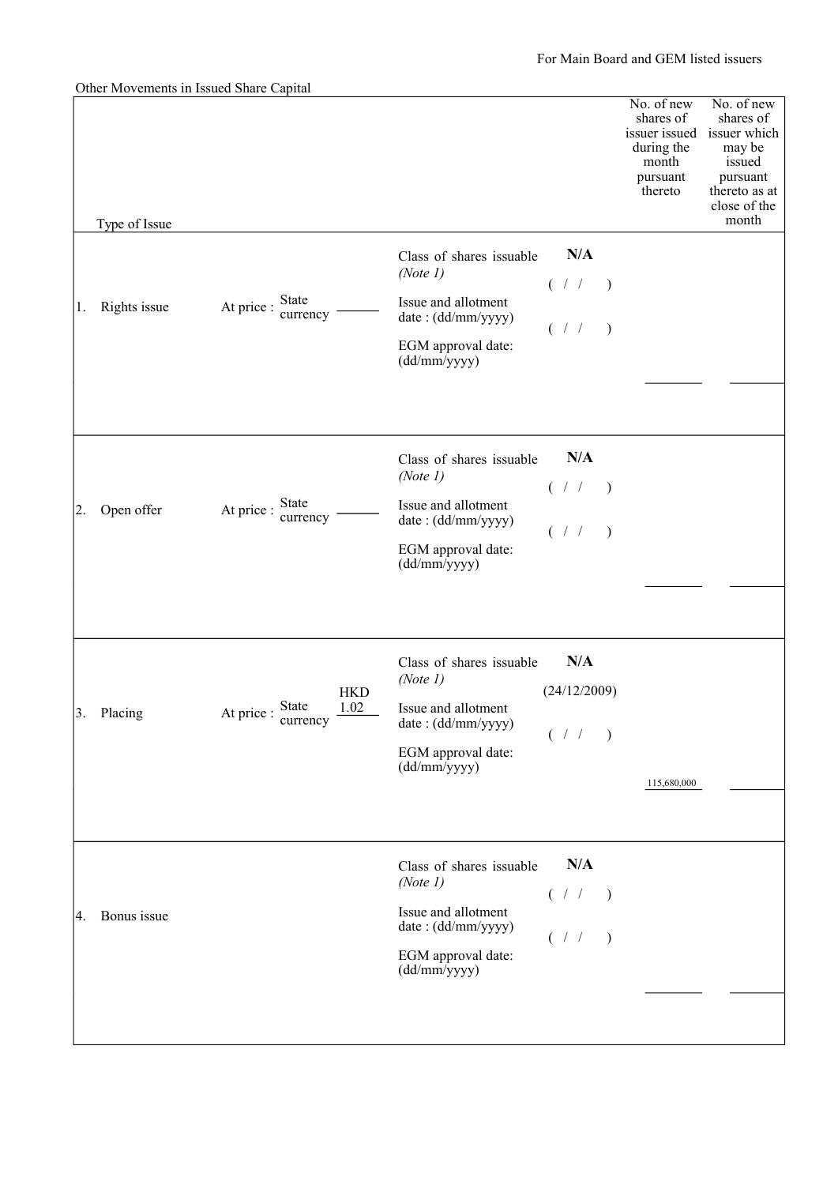For Main Board and GEM listed issuers

Other Movements in Issued Share Capital

| Type of Issue | | | | No. of new shares of issuer issued during the month pursuant thereto | No. of new shares of issuer which may be issued pursuant thereto as at close of the month |
|---|---|---|---|---|---|
| 1. Rights issue | At price : State currency ______ | Class of shares issuable *(Note 1)*<br>Issue and allotment date : (dd/mm/yyyy)<br>EGM approval date: (dd/mm/yyyy) | **N/A**<br>( / / )<br>( / / ) | | |
| 2. Open offer | At price : State currency ______ | Class of shares issuable *(Note 1)*<br>Issue and allotment date : (dd/mm/yyyy)<br>EGM approval date: (dd/mm/yyyy) | **N/A**<br>( / / )<br>( / / ) | | |
| 3. Placing | At price : State currency HKD 1.02 | Class of shares issuable *(Note 1)*<br>Issue and allotment date : (dd/mm/yyyy)<br>EGM approval date: (dd/mm/yyyy) | **N/A**<br>(24/12/2009)<br>( / / ) | 115,680,000 | |
| 4. Bonus issue | | Class of shares issuable *(Note 1)*<br>Issue and allotment date : (dd/mm/yyyy)<br>EGM approval date: (dd/mm/yyyy) | **N/A**<br>( / / )<br>( / / ) | | |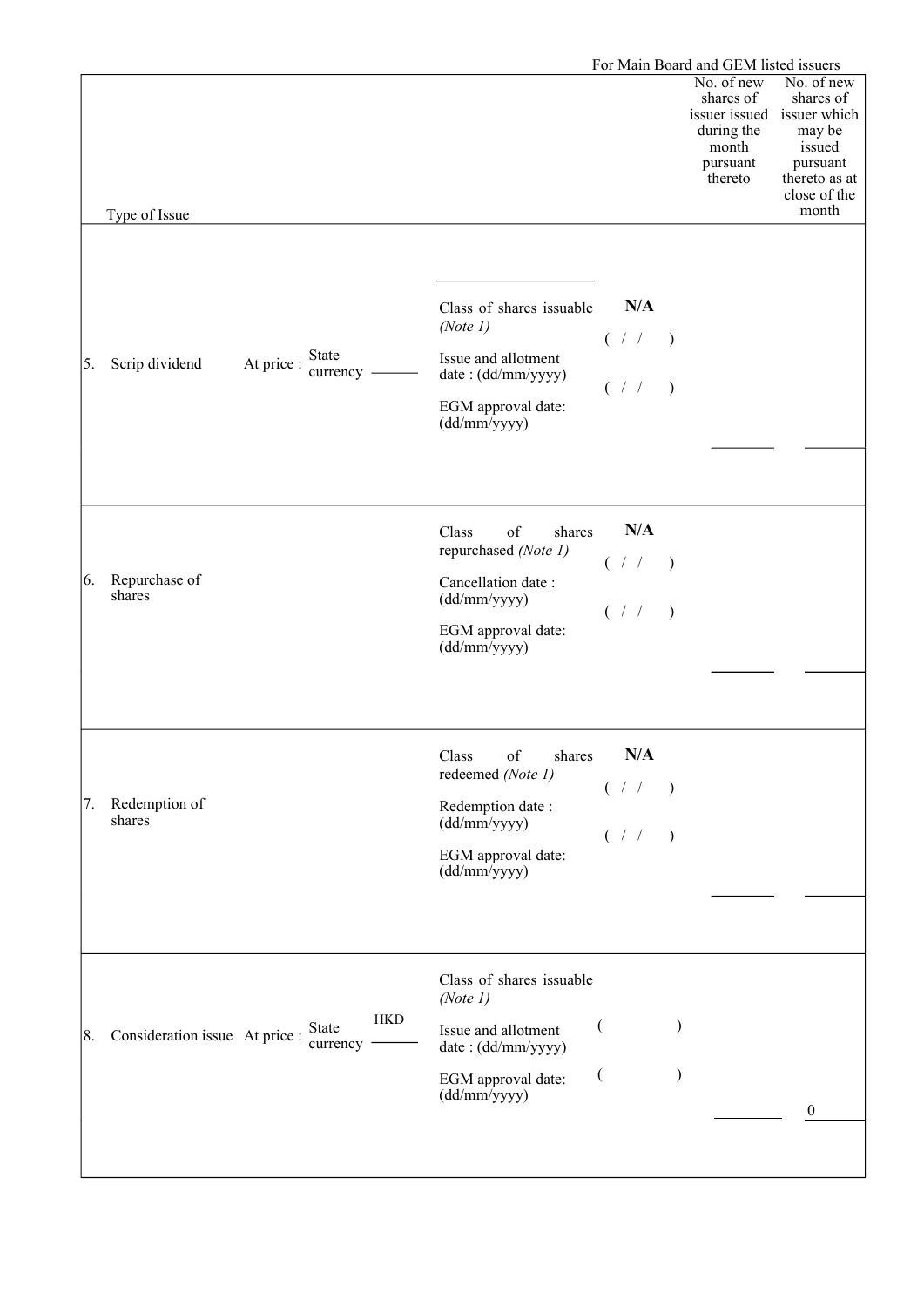For Main Board and GEM listed issuers

| Type of Issue | | | | No. of new shares of issuer issued during the month pursuant thereto | No. of new shares of issuer which may be issued pursuant thereto as at close of the month |
|---|---|---|---|---|---|
| 5. Scrip dividend | At price : State currency | Class of shares issuable *(Note 1)*<br>Issue and allotment date : (dd/mm/yyyy)<br>EGM approval date: (dd/mm/yyyy) | **N/A**<br>( / / )<br>( / / ) | | |
| 6. Repurchase of shares | | Class of shares repurchased *(Note 1)*<br>Cancellation date : (dd/mm/yyyy)<br>EGM approval date: (dd/mm/yyyy) | **N/A**<br>( / / )<br>( / / ) | | |
| 7. Redemption of shares | | Class of shares redeemed *(Note 1)*<br>Redemption date : (dd/mm/yyyy)<br>EGM approval date: (dd/mm/yyyy) | **N/A**<br>( / / )<br>( / / ) | | |
| 8. Consideration issue | At price : State currency HKD | Class of shares issuable *(Note 1)*<br>Issue and allotment date : (dd/mm/yyyy)<br>EGM approval date: (dd/mm/yyyy) | ( )<br>( ) | | 0 |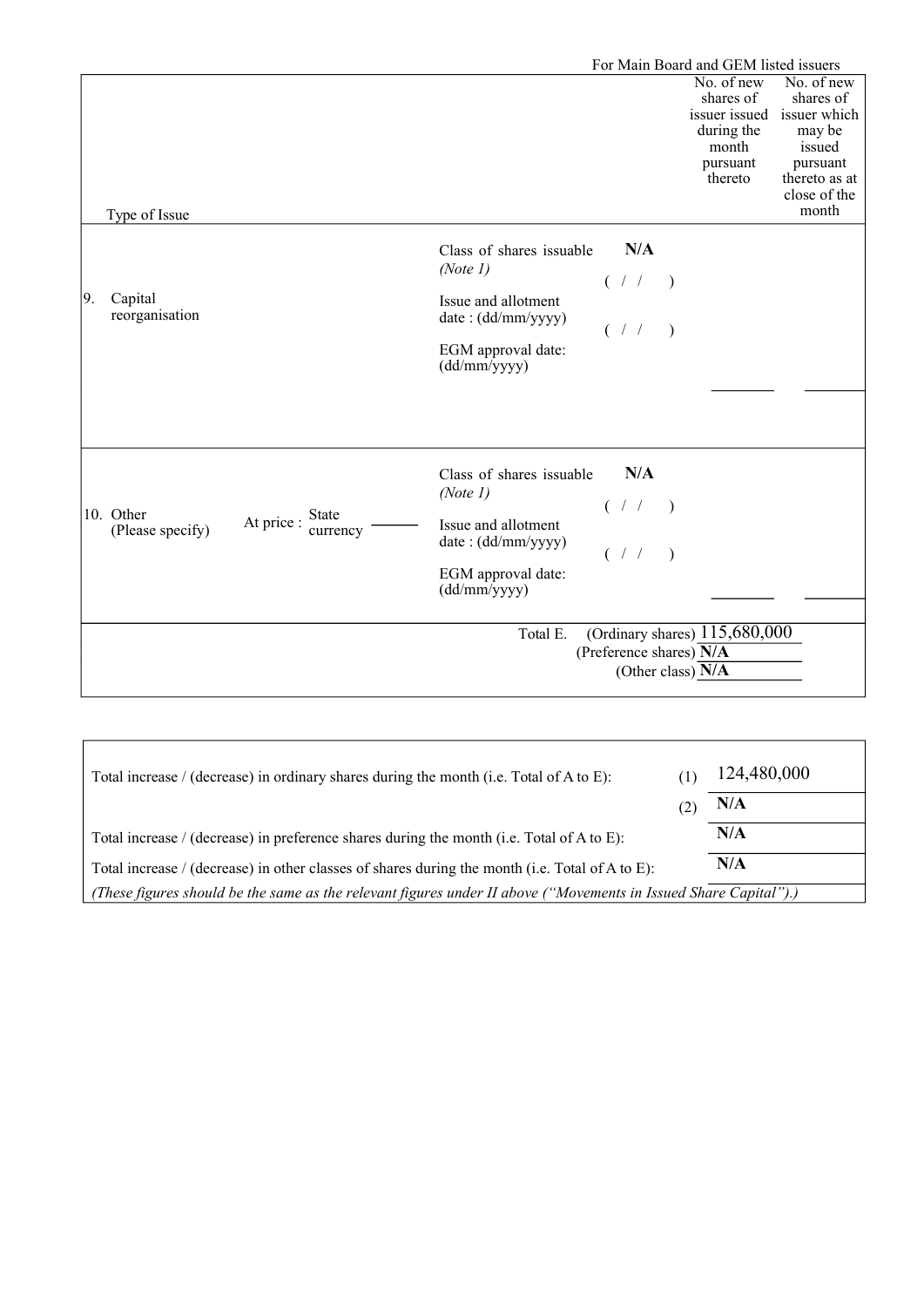For Main Board and GEM listed issuers

| Type of Issue | | | No. of new shares of issuer issued during the month pursuant thereto | No. of new shares of issuer which may be issued pursuant thereto as at close of the month |
|---|---|---|---|---|
| 9. Capital reorganisation | Class of shares issuable *(Note 1)* | N/A | | |
| | Issue and allotment date : (dd/mm/yyyy) | ( / / ) | | |
| | EGM approval date: (dd/mm/yyyy) | ( / / ) | | |
| 10. Other (Please specify) At price : State currency | Class of shares issuable *(Note 1)* | N/A | | |
| | Issue and allotment date : (dd/mm/yyyy) | ( / / ) | | |
| | EGM approval date: (dd/mm/yyyy) | ( / / ) | | |
| | Total E. | (Ordinary shares) | 115,680,000 | |
| | | (Preference shares) | N/A | |
| | | (Other class) | N/A | |

| | | |
|---|---|---|
| Total increase / (decrease) in ordinary shares during the month (i.e. Total of A to E): | (1) | 124,480,000 |
| | (2) | N/A |
| Total increase / (decrease) in preference shares during the month (i.e. Total of A to E): | | N/A |
| Total increase / (decrease) in other classes of shares during the month (i.e. Total of A to E): | | N/A |

*(These figures should be the same as the relevant figures under II above ("Movements in Issued Share Capital").)*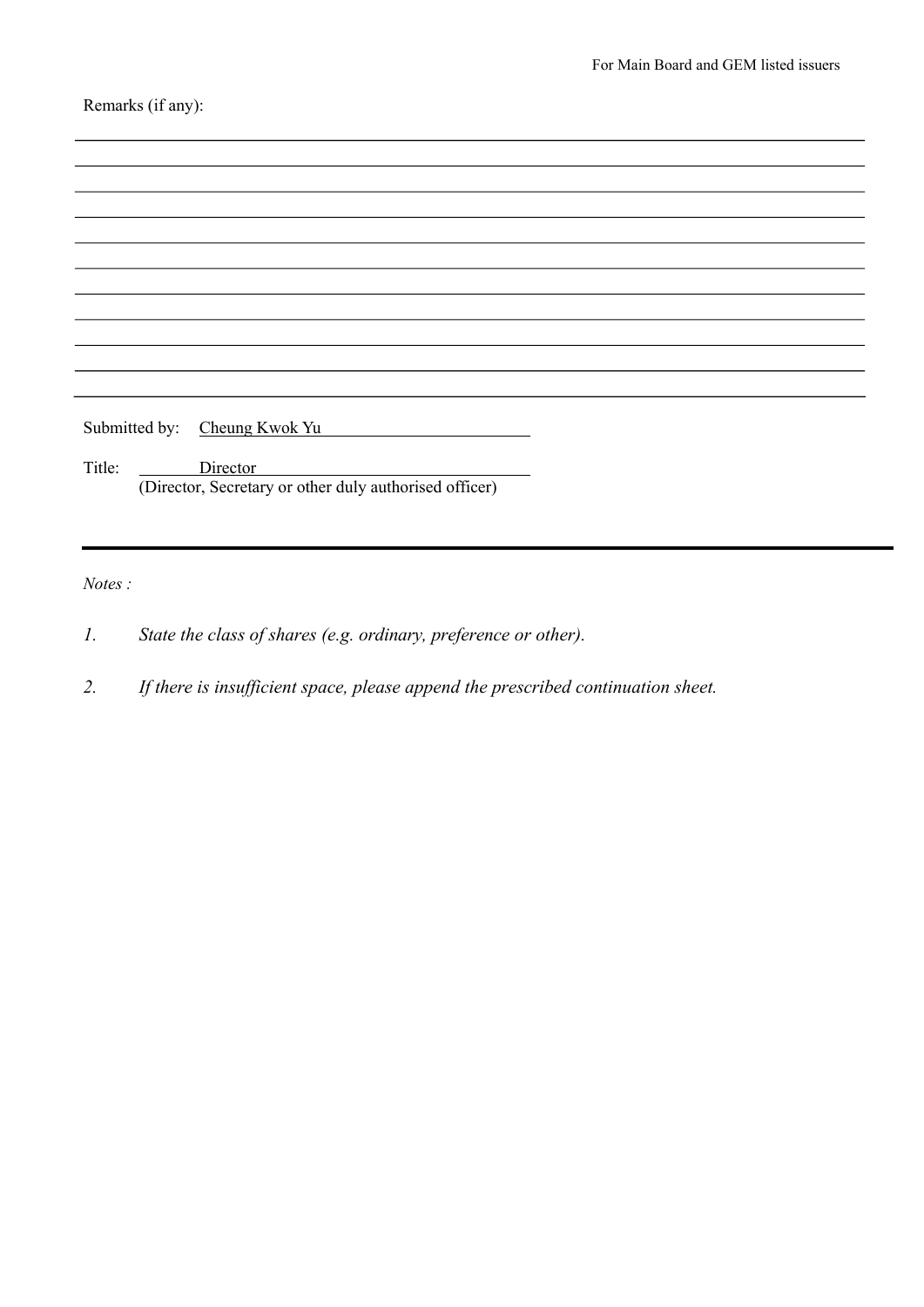Remarks (if any):

Submitted by: Cheung Kwok Yu

Title: Director
(Director, Secretary or other duly authorised officer)

---

*Notes :*

1. *State the class of shares (e.g. ordinary, preference or other).*
2. *If there is insufficient space, please append the prescribed continuation sheet.*